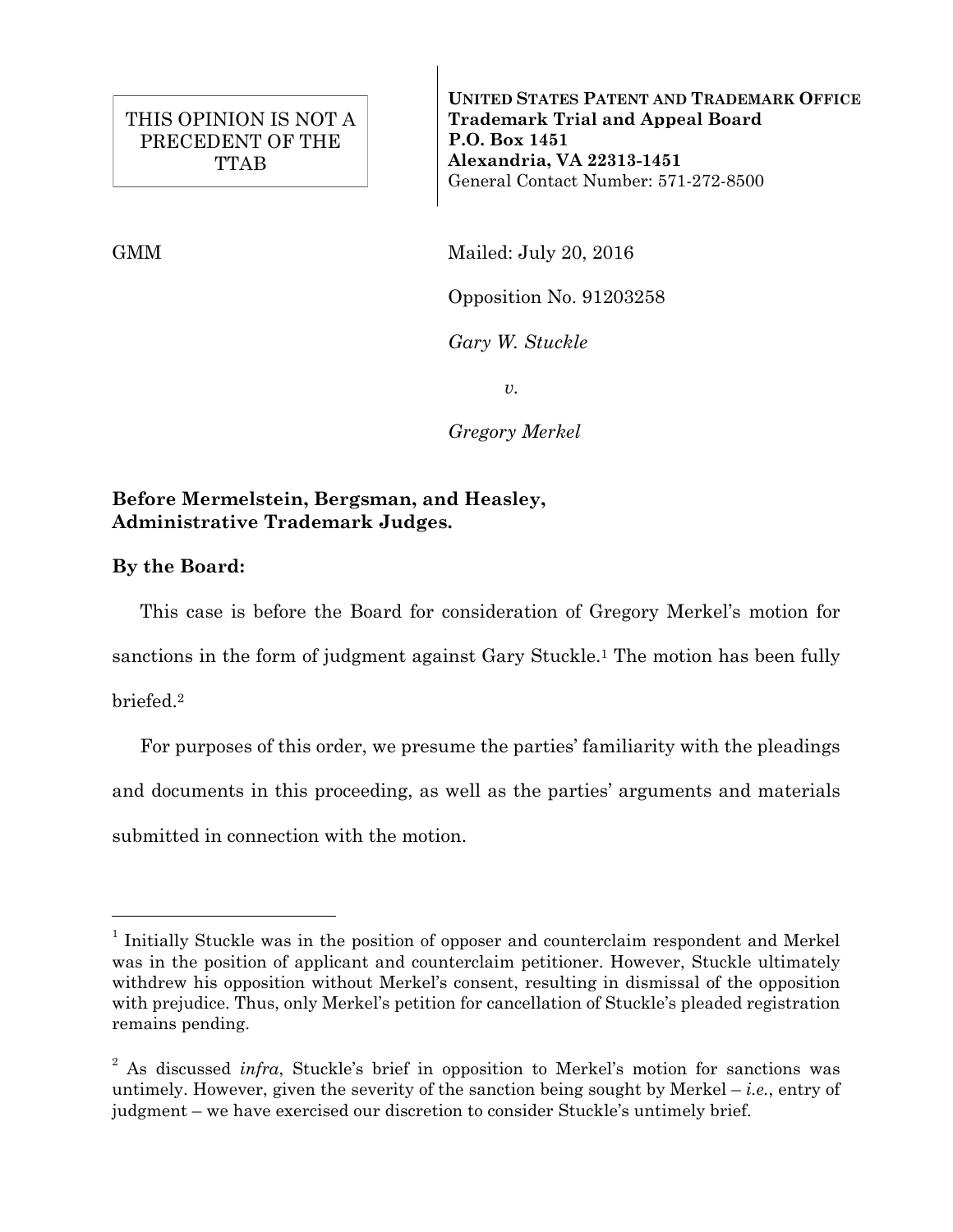THIS OPINION IS NOT A PRECEDENT OF THE TTAB

**UNITED STATES PATENT AND TRADEMARK OFFICE**
**Trademark Trial and Appeal Board**
**P.O. Box 1451**
**Alexandria, VA 22313-1451**
General Contact Number: 571-272-8500

GMM

Mailed: July 20, 2016

Opposition No. 91203258

*Gary W. Stuckle*

*v.*

*Gregory Merkel*

**Before Mermelstein, Bergsman, and Heasley, Administrative Trademark Judges.**

**By the Board:**

This case is before the Board for consideration of Gregory Merkel's motion for sanctions in the form of judgment against Gary Stuckle.[1] The motion has been fully briefed.[2]

For purposes of this order, we presume the parties' familiarity with the pleadings and documents in this proceeding, as well as the parties' arguments and materials submitted in connection with the motion.

---

[1] Initially Stuckle was in the position of opposer and counterclaim respondent and Merkel was in the position of applicant and counterclaim petitioner. However, Stuckle ultimately withdrew his opposition without Merkel's consent, resulting in dismissal of the opposition with prejudice. Thus, only Merkel's petition for cancellation of Stuckle's pleaded registration remains pending.

[2] As discussed *infra*, Stuckle's brief in opposition to Merkel's motion for sanctions was untimely. However, given the severity of the sanction being sought by Merkel – *i.e.*, entry of judgment – we have exercised our discretion to consider Stuckle's untimely brief.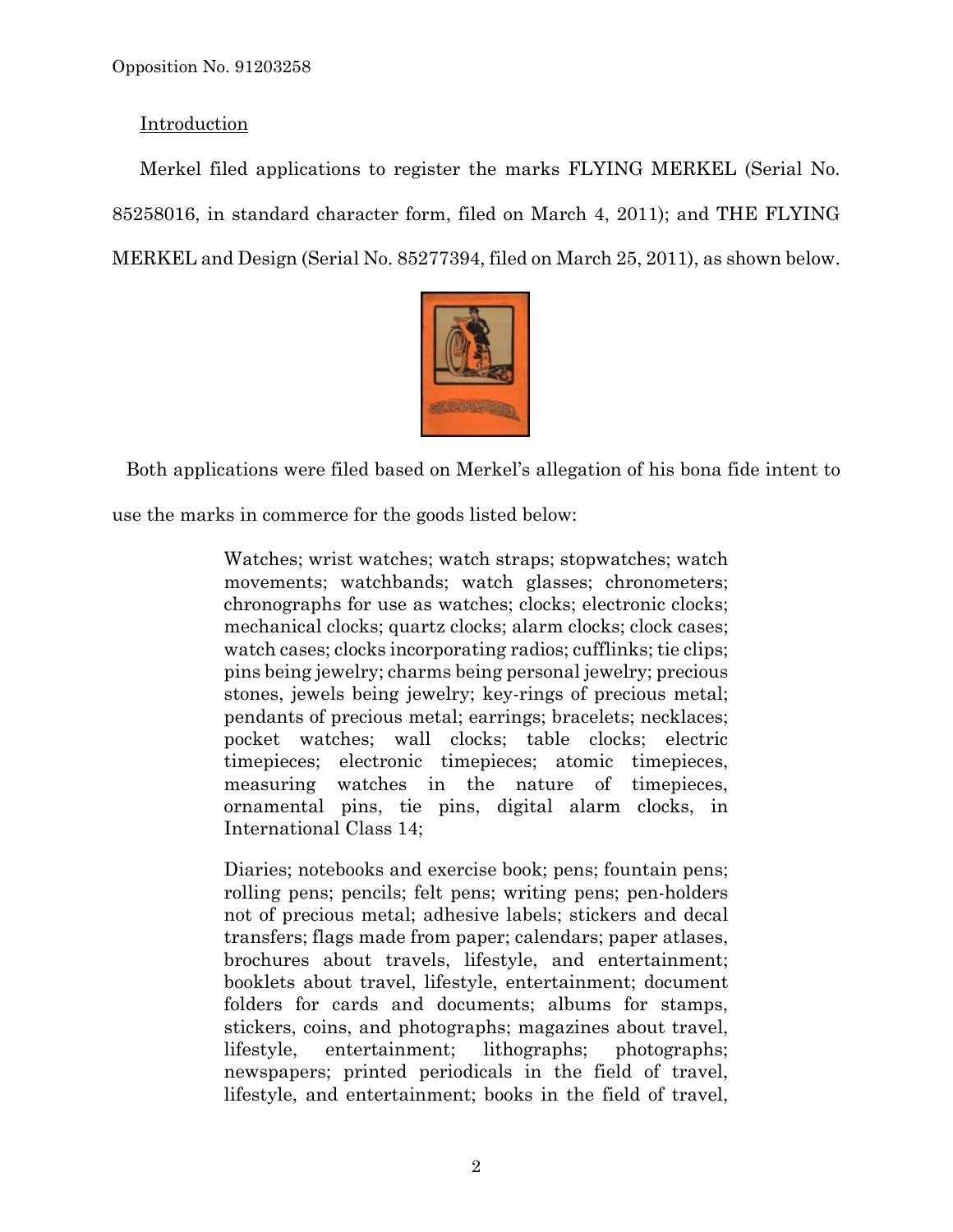Introduction

Merkel filed applications to register the marks FLYING MERKEL (Serial No. 85258016, in standard character form, filed on March 4, 2011); and THE FLYING MERKEL and Design (Serial No. 85277394, filed on March 25, 2011), as shown below.

Both applications were filed based on Merkel's allegation of his bona fide intent to use the marks in commerce for the goods listed below:

> Watches; wrist watches; watch straps; stopwatches; watch movements; watchbands; watch glasses; chronometers; chronographs for use as watches; clocks; electronic clocks; mechanical clocks; quartz clocks; alarm clocks; clock cases; watch cases; clocks incorporating radios; cufflinks; tie clips; pins being jewelry; charms being personal jewelry; precious stones, jewels being jewelry; key-rings of precious metal; pendants of precious metal; earrings; bracelets; necklaces; pocket watches; wall clocks; table clocks; electric timepieces; electronic timepieces; atomic timepieces, measuring watches in the nature of timepieces, ornamental pins, tie pins, digital alarm clocks, in International Class 14;
>
> Diaries; notebooks and exercise book; pens; fountain pens; rolling pens; pencils; felt pens; writing pens; pen-holders not of precious metal; adhesive labels; stickers and decal transfers; flags made from paper; calendars; paper atlases, brochures about travels, lifestyle, and entertainment; booklets about travel, lifestyle, entertainment; document folders for cards and documents; albums for stamps, stickers, coins, and photographs; magazines about travel, lifestyle, entertainment; lithographs; photographs; newspapers; printed periodicals in the field of travel, lifestyle, and entertainment; books in the field of travel,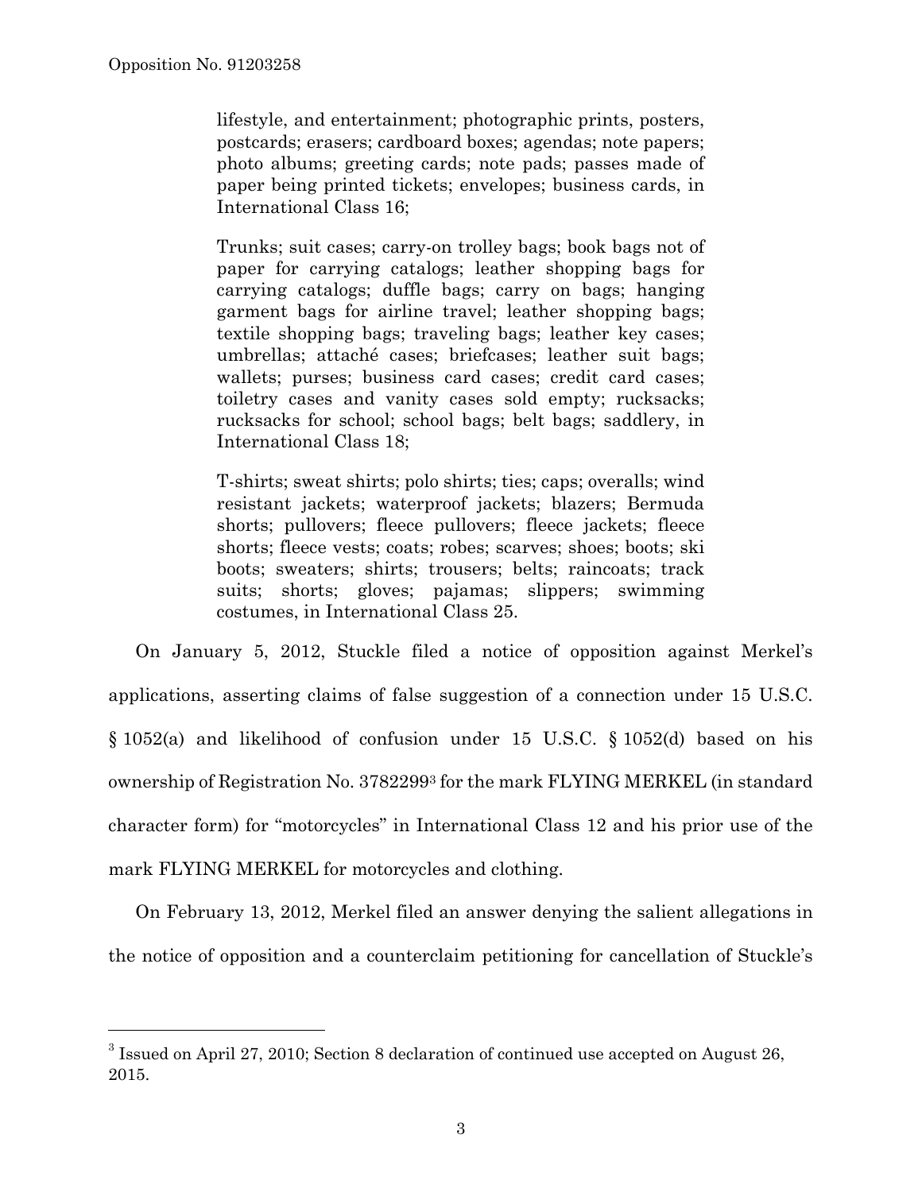lifestyle, and entertainment; photographic prints, posters, postcards; erasers; cardboard boxes; agendas; note papers; photo albums; greeting cards; note pads; passes made of paper being printed tickets; envelopes; business cards, in International Class 16;

> Trunks; suit cases; carry-on trolley bags; book bags not of paper for carrying catalogs; leather shopping bags for carrying catalogs; duffle bags; carry on bags; hanging garment bags for airline travel; leather shopping bags; textile shopping bags; traveling bags; leather key cases; umbrellas; attaché cases; briefcases; leather suit bags; wallets; purses; business card cases; credit card cases; toiletry cases and vanity cases sold empty; rucksacks; rucksacks for school; school bags; belt bags; saddlery, in International Class 18;

> T-shirts; sweat shirts; polo shirts; ties; caps; overalls; wind resistant jackets; waterproof jackets; blazers; Bermuda shorts; pullovers; fleece pullovers; fleece jackets; fleece shorts; fleece vests; coats; robes; scarves; shoes; boots; ski boots; sweaters; shirts; trousers; belts; raincoats; track suits; shorts; gloves; pajamas; slippers; swimming costumes, in International Class 25.

On January 5, 2012, Stuckle filed a notice of opposition against Merkel's applications, asserting claims of false suggestion of a connection under 15 U.S.C. § 1052(a) and likelihood of confusion under 15 U.S.C. § 1052(d) based on his ownership of Registration No. 3782299[3] for the mark FLYING MERKEL (in standard character form) for "motorcycles" in International Class 12 and his prior use of the mark FLYING MERKEL for motorcycles and clothing.

On February 13, 2012, Merkel filed an answer denying the salient allegations in the notice of opposition and a counterclaim petitioning for cancellation of Stuckle's

[3] Issued on April 27, 2010; Section 8 declaration of continued use accepted on August 26, 2015.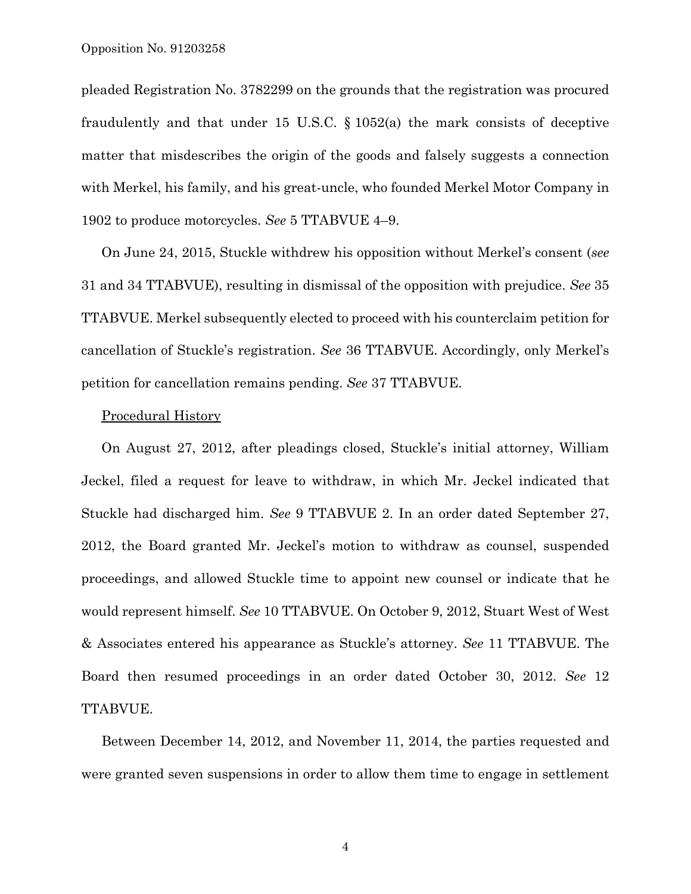pleaded Registration No. 3782299 on the grounds that the registration was procured fraudulently and that under 15 U.S.C. § 1052(a) the mark consists of deceptive matter that misdescribes the origin of the goods and falsely suggests a connection with Merkel, his family, and his great-uncle, who founded Merkel Motor Company in 1902 to produce motorcycles. *See* 5 TTABVUE 4–9.

On June 24, 2015, Stuckle withdrew his opposition without Merkel's consent (*see* 31 and 34 TTABVUE), resulting in dismissal of the opposition with prejudice. *See* 35 TTABVUE. Merkel subsequently elected to proceed with his counterclaim petition for cancellation of Stuckle's registration. *See* 36 TTABVUE. Accordingly, only Merkel's petition for cancellation remains pending. *See* 37 TTABVUE.

<u>Procedural History</u>

On August 27, 2012, after pleadings closed, Stuckle's initial attorney, William Jeckel, filed a request for leave to withdraw, in which Mr. Jeckel indicated that Stuckle had discharged him. *See* 9 TTABVUE 2. In an order dated September 27, 2012, the Board granted Mr. Jeckel's motion to withdraw as counsel, suspended proceedings, and allowed Stuckle time to appoint new counsel or indicate that he would represent himself. *See* 10 TTABVUE. On October 9, 2012, Stuart West of West & Associates entered his appearance as Stuckle's attorney. *See* 11 TTABVUE. The Board then resumed proceedings in an order dated October 30, 2012. *See* 12 TTABVUE.

Between December 14, 2012, and November 11, 2014, the parties requested and were granted seven suspensions in order to allow them time to engage in settlement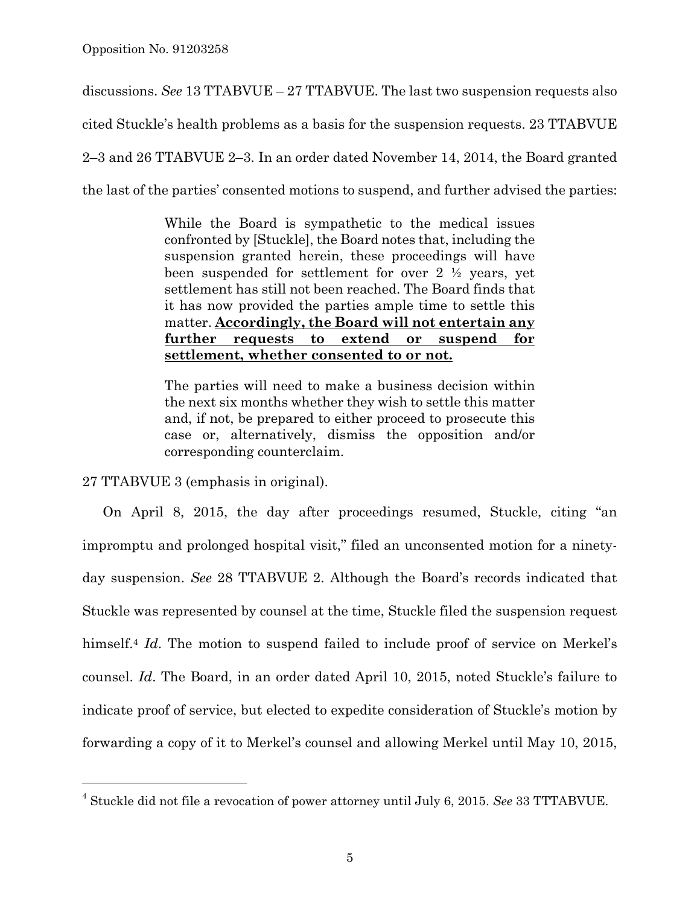discussions. *See* 13 TTABVUE – 27 TTABVUE. The last two suspension requests also cited Stuckle's health problems as a basis for the suspension requests. 23 TTABVUE 2–3 and 26 TTABVUE 2–3. In an order dated November 14, 2014, the Board granted the last of the parties' consented motions to suspend, and further advised the parties:

> While the Board is sympathetic to the medical issues confronted by [Stuckle], the Board notes that, including the suspension granted herein, these proceedings will have been suspended for settlement for over 2 ½ years, yet settlement has still not been reached. The Board finds that it has now provided the parties ample time to settle this matter. **<u>Accordingly, the Board will not entertain any further requests to extend or suspend for settlement, whether consented to or not.</u>**
>
> The parties will need to make a business decision within the next six months whether they wish to settle this matter and, if not, be prepared to either proceed to prosecute this case or, alternatively, dismiss the opposition and/or corresponding counterclaim.

27 TTABVUE 3 (emphasis in original).

On April 8, 2015, the day after proceedings resumed, Stuckle, citing "an impromptu and prolonged hospital visit," filed an unconsented motion for a ninety-day suspension. *See* 28 TTABVUE 2. Although the Board's records indicated that Stuckle was represented by counsel at the time, Stuckle filed the suspension request himself.[4] *Id*. The motion to suspend failed to include proof of service on Merkel's counsel. *Id*. The Board, in an order dated April 10, 2015, noted Stuckle's failure to indicate proof of service, but elected to expedite consideration of Stuckle's motion by forwarding a copy of it to Merkel's counsel and allowing Merkel until May 10, 2015,

---

[4] Stuckle did not file a revocation of power attorney until July 6, 2015. *See* 33 TTTABVUE.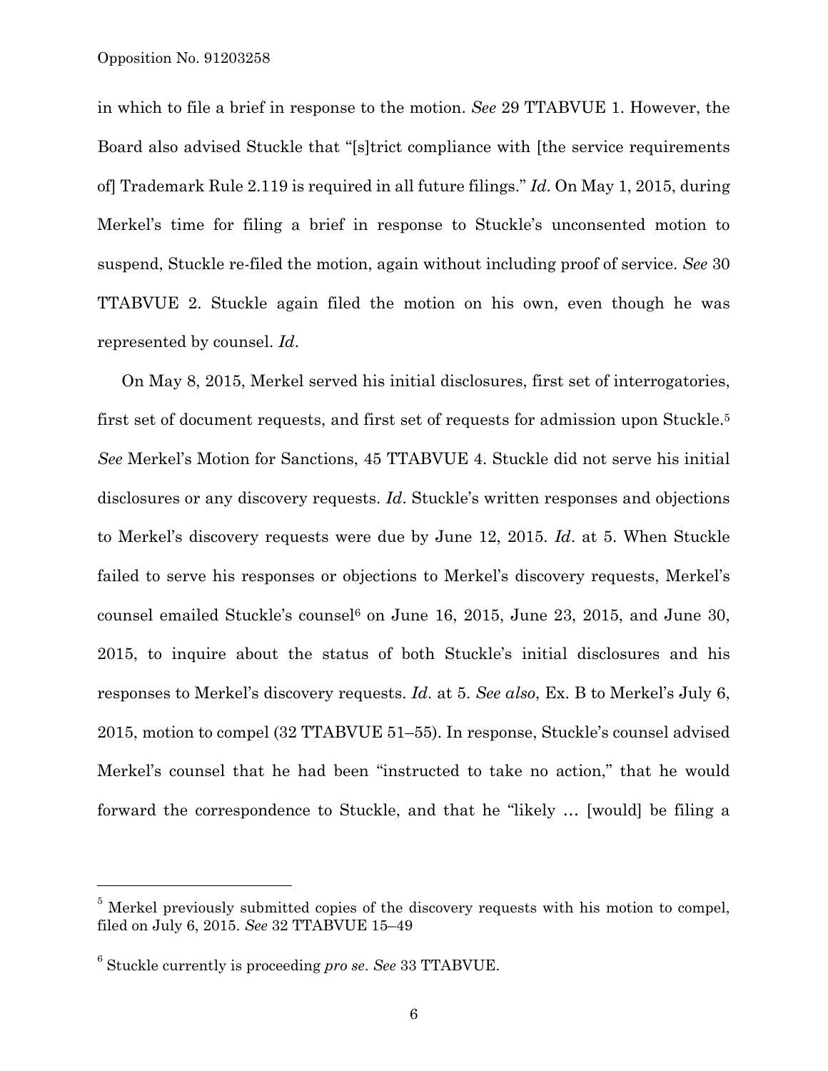in which to file a brief in response to the motion. *See* 29 TTABVUE 1. However, the Board also advised Stuckle that "[s]trict compliance with [the service requirements of] Trademark Rule 2.119 is required in all future filings." *Id*. On May 1, 2015, during Merkel's time for filing a brief in response to Stuckle's unconsented motion to suspend, Stuckle re-filed the motion, again without including proof of service. *See* 30 TTABVUE 2. Stuckle again filed the motion on his own, even though he was represented by counsel. *Id*.

On May 8, 2015, Merkel served his initial disclosures, first set of interrogatories, first set of document requests, and first set of requests for admission upon Stuckle.[5] *See* Merkel's Motion for Sanctions, 45 TTABVUE 4. Stuckle did not serve his initial disclosures or any discovery requests. *Id*. Stuckle's written responses and objections to Merkel's discovery requests were due by June 12, 2015. *Id*. at 5. When Stuckle failed to serve his responses or objections to Merkel's discovery requests, Merkel's counsel emailed Stuckle's counsel[6] on June 16, 2015, June 23, 2015, and June 30, 2015, to inquire about the status of both Stuckle's initial disclosures and his responses to Merkel's discovery requests. *Id*. at 5. *See also*, Ex. B to Merkel's July 6, 2015, motion to compel (32 TTABVUE 51–55). In response, Stuckle's counsel advised Merkel's counsel that he had been "instructed to take no action," that he would forward the correspondence to Stuckle, and that he "likely … [would] be filing a

---

[5] Merkel previously submitted copies of the discovery requests with his motion to compel, filed on July 6, 2015. *See* 32 TTABVUE 15–49

[6] Stuckle currently is proceeding *pro se*. *See* 33 TTABVUE.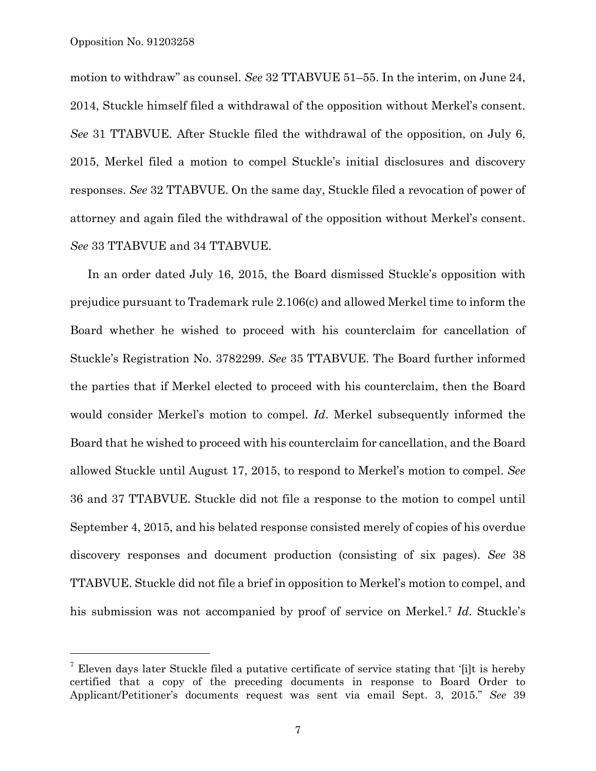motion to withdraw" as counsel. *See* 32 TTABVUE 51–55. In the interim, on June 24, 2014, Stuckle himself filed a withdrawal of the opposition without Merkel's consent. *See* 31 TTABVUE. After Stuckle filed the withdrawal of the opposition, on July 6, 2015, Merkel filed a motion to compel Stuckle's initial disclosures and discovery responses. *See* 32 TTABVUE. On the same day, Stuckle filed a revocation of power of attorney and again filed the withdrawal of the opposition without Merkel's consent. *See* 33 TTABVUE and 34 TTABVUE.

In an order dated July 16, 2015, the Board dismissed Stuckle's opposition with prejudice pursuant to Trademark rule 2.106(c) and allowed Merkel time to inform the Board whether he wished to proceed with his counterclaim for cancellation of Stuckle's Registration No. 3782299. *See* 35 TTABVUE. The Board further informed the parties that if Merkel elected to proceed with his counterclaim, then the Board would consider Merkel's motion to compel. *Id*. Merkel subsequently informed the Board that he wished to proceed with his counterclaim for cancellation, and the Board allowed Stuckle until August 17, 2015, to respond to Merkel's motion to compel. *See* 36 and 37 TTABVUE. Stuckle did not file a response to the motion to compel until September 4, 2015, and his belated response consisted merely of copies of his overdue discovery responses and document production (consisting of six pages). *See* 38 TTABVUE. Stuckle did not file a brief in opposition to Merkel's motion to compel, and his submission was not accompanied by proof of service on Merkel.[7] *Id*. Stuckle's

---

[7] Eleven days later Stuckle filed a putative certificate of service stating that '[i]t is hereby certified that a copy of the preceding documents in response to Board Order to Applicant/Petitioner's documents request was sent via email Sept. 3, 2015." *See* 39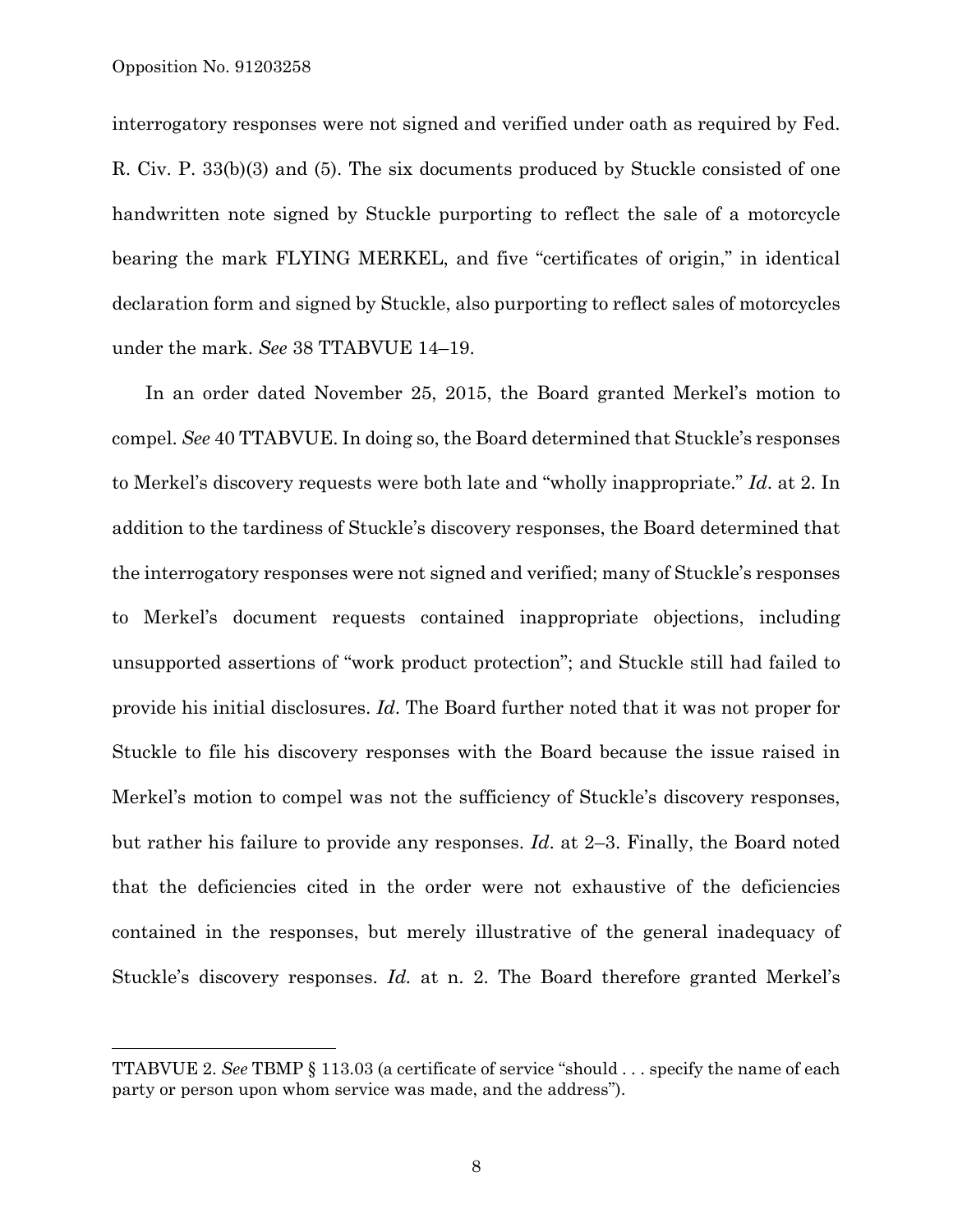interrogatory responses were not signed and verified under oath as required by Fed. R. Civ. P. 33(b)(3) and (5). The six documents produced by Stuckle consisted of one handwritten note signed by Stuckle purporting to reflect the sale of a motorcycle bearing the mark FLYING MERKEL, and five "certificates of origin," in identical declaration form and signed by Stuckle, also purporting to reflect sales of motorcycles under the mark. *See* 38 TTABVUE 14–19.

In an order dated November 25, 2015, the Board granted Merkel's motion to compel. *See* 40 TTABVUE. In doing so, the Board determined that Stuckle's responses to Merkel's discovery requests were both late and "wholly inappropriate." *Id*. at 2. In addition to the tardiness of Stuckle's discovery responses, the Board determined that the interrogatory responses were not signed and verified; many of Stuckle's responses to Merkel's document requests contained inappropriate objections, including unsupported assertions of "work product protection"; and Stuckle still had failed to provide his initial disclosures. *Id*. The Board further noted that it was not proper for Stuckle to file his discovery responses with the Board because the issue raised in Merkel's motion to compel was not the sufficiency of Stuckle's discovery responses, but rather his failure to provide any responses. *Id*. at 2–3. Finally, the Board noted that the deficiencies cited in the order were not exhaustive of the deficiencies contained in the responses, but merely illustrative of the general inadequacy of Stuckle's discovery responses. *Id.* at n. 2. The Board therefore granted Merkel's

---

TTABVUE 2. *See* TBMP § 113.03 (a certificate of service "should . . . specify the name of each party or person upon whom service was made, and the address").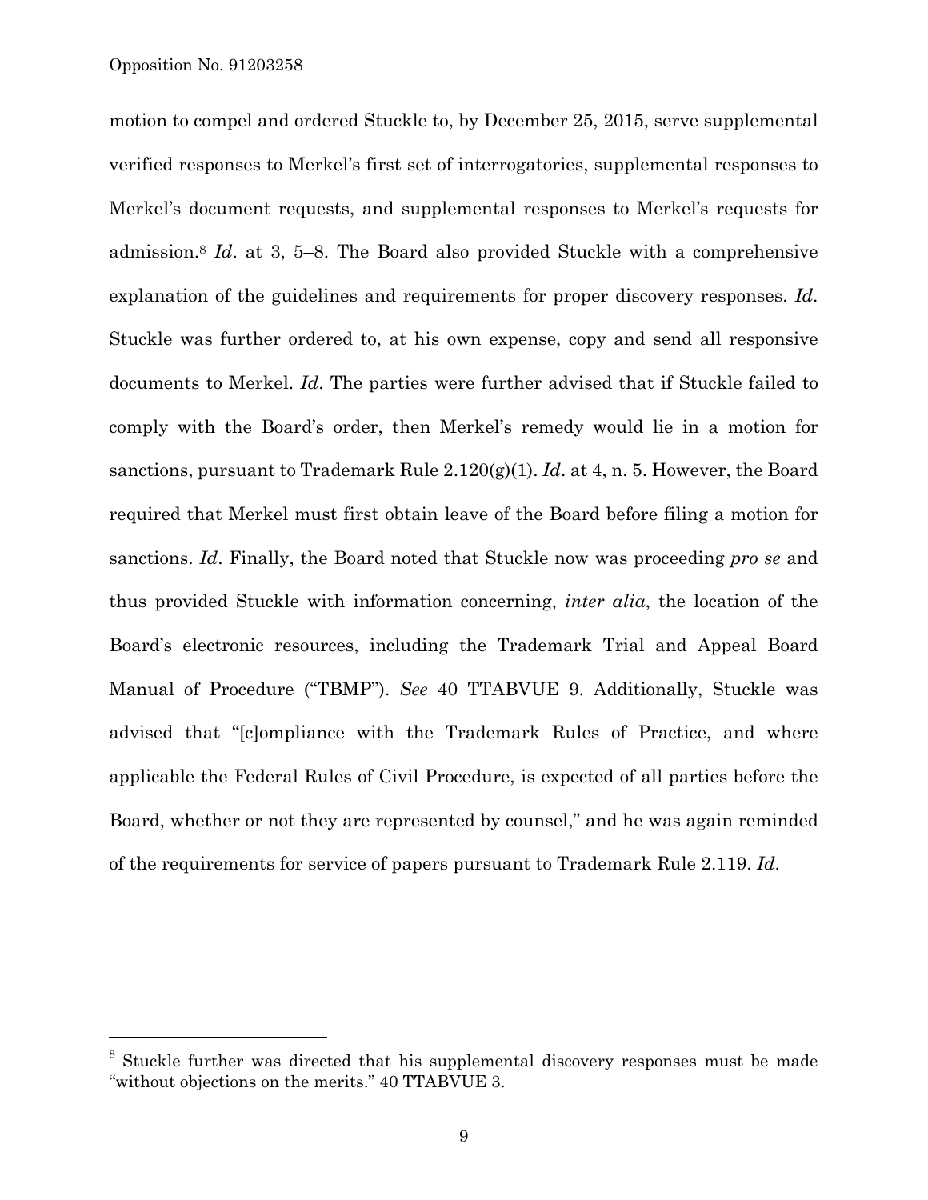motion to compel and ordered Stuckle to, by December 25, 2015, serve supplemental verified responses to Merkel's first set of interrogatories, supplemental responses to Merkel's document requests, and supplemental responses to Merkel's requests for admission.[8] *Id*. at 3, 5–8. The Board also provided Stuckle with a comprehensive explanation of the guidelines and requirements for proper discovery responses. *Id*. Stuckle was further ordered to, at his own expense, copy and send all responsive documents to Merkel. *Id*. The parties were further advised that if Stuckle failed to comply with the Board's order, then Merkel's remedy would lie in a motion for sanctions, pursuant to Trademark Rule 2.120(g)(1). *Id*. at 4, n. 5. However, the Board required that Merkel must first obtain leave of the Board before filing a motion for sanctions. *Id*. Finally, the Board noted that Stuckle now was proceeding *pro se* and thus provided Stuckle with information concerning, *inter alia*, the location of the Board's electronic resources, including the Trademark Trial and Appeal Board Manual of Procedure ("TBMP"). *See* 40 TTABVUE 9. Additionally, Stuckle was advised that "[c]ompliance with the Trademark Rules of Practice, and where applicable the Federal Rules of Civil Procedure, is expected of all parties before the Board, whether or not they are represented by counsel," and he was again reminded of the requirements for service of papers pursuant to Trademark Rule 2.119. *Id*.

---

[8] Stuckle further was directed that his supplemental discovery responses must be made "without objections on the merits." 40 TTABVUE 3.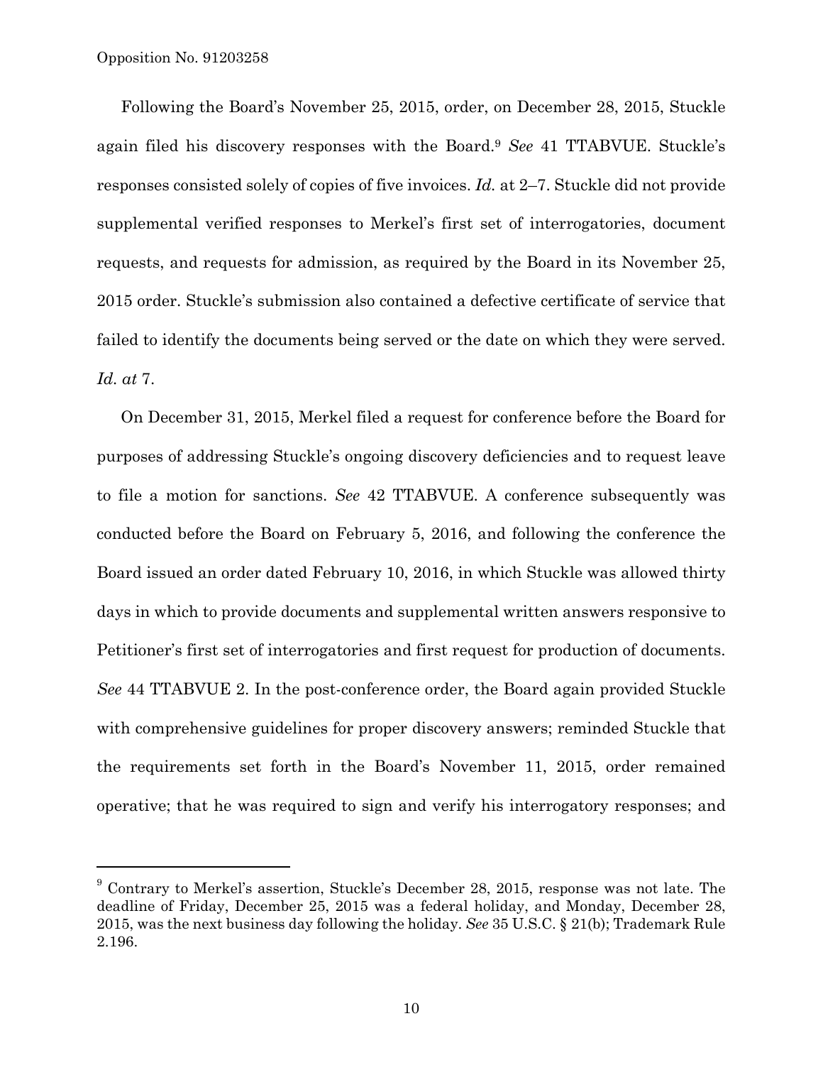Following the Board's November 25, 2015, order, on December 28, 2015, Stuckle again filed his discovery responses with the Board.[9] *See* 41 TTABVUE. Stuckle's responses consisted solely of copies of five invoices. *Id.* at 2–7. Stuckle did not provide supplemental verified responses to Merkel's first set of interrogatories, document requests, and requests for admission, as required by the Board in its November 25, 2015 order. Stuckle's submission also contained a defective certificate of service that failed to identify the documents being served or the date on which they were served. *Id. at* 7.

On December 31, 2015, Merkel filed a request for conference before the Board for purposes of addressing Stuckle's ongoing discovery deficiencies and to request leave to file a motion for sanctions. *See* 42 TTABVUE. A conference subsequently was conducted before the Board on February 5, 2016, and following the conference the Board issued an order dated February 10, 2016, in which Stuckle was allowed thirty days in which to provide documents and supplemental written answers responsive to Petitioner's first set of interrogatories and first request for production of documents. *See* 44 TTABVUE 2. In the post-conference order, the Board again provided Stuckle with comprehensive guidelines for proper discovery answers; reminded Stuckle that the requirements set forth in the Board's November 11, 2015, order remained operative; that he was required to sign and verify his interrogatory responses; and

---

[9] Contrary to Merkel's assertion, Stuckle's December 28, 2015, response was not late. The deadline of Friday, December 25, 2015 was a federal holiday, and Monday, December 28, 2015, was the next business day following the holiday. *See* 35 U.S.C. § 21(b); Trademark Rule 2.196.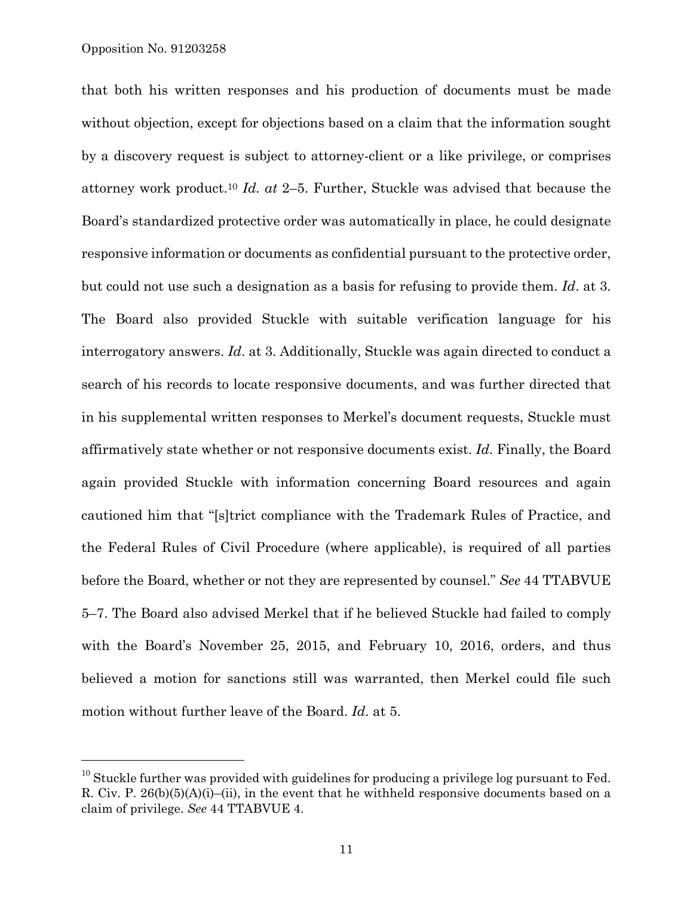that both his written responses and his production of documents must be made without objection, except for objections based on a claim that the information sought by a discovery request is subject to attorney-client or a like privilege, or comprises attorney work product.[10] *Id. at* 2–5. Further, Stuckle was advised that because the Board's standardized protective order was automatically in place, he could designate responsive information or documents as confidential pursuant to the protective order, but could not use such a designation as a basis for refusing to provide them. *Id*. at 3. The Board also provided Stuckle with suitable verification language for his interrogatory answers. *Id*. at 3. Additionally, Stuckle was again directed to conduct a search of his records to locate responsive documents, and was further directed that in his supplemental written responses to Merkel's document requests, Stuckle must affirmatively state whether or not responsive documents exist. *Id*. Finally, the Board again provided Stuckle with information concerning Board resources and again cautioned him that "[s]trict compliance with the Trademark Rules of Practice, and the Federal Rules of Civil Procedure (where applicable), is required of all parties before the Board, whether or not they are represented by counsel." *See* 44 TTABVUE 5–7. The Board also advised Merkel that if he believed Stuckle had failed to comply with the Board's November 25, 2015, and February 10, 2016, orders, and thus believed a motion for sanctions still was warranted, then Merkel could file such motion without further leave of the Board. *Id*. at 5.

---

[10] Stuckle further was provided with guidelines for producing a privilege log pursuant to Fed. R. Civ. P. 26(b)(5)(A)(i)–(ii), in the event that he withheld responsive documents based on a claim of privilege. *See* 44 TTABVUE 4.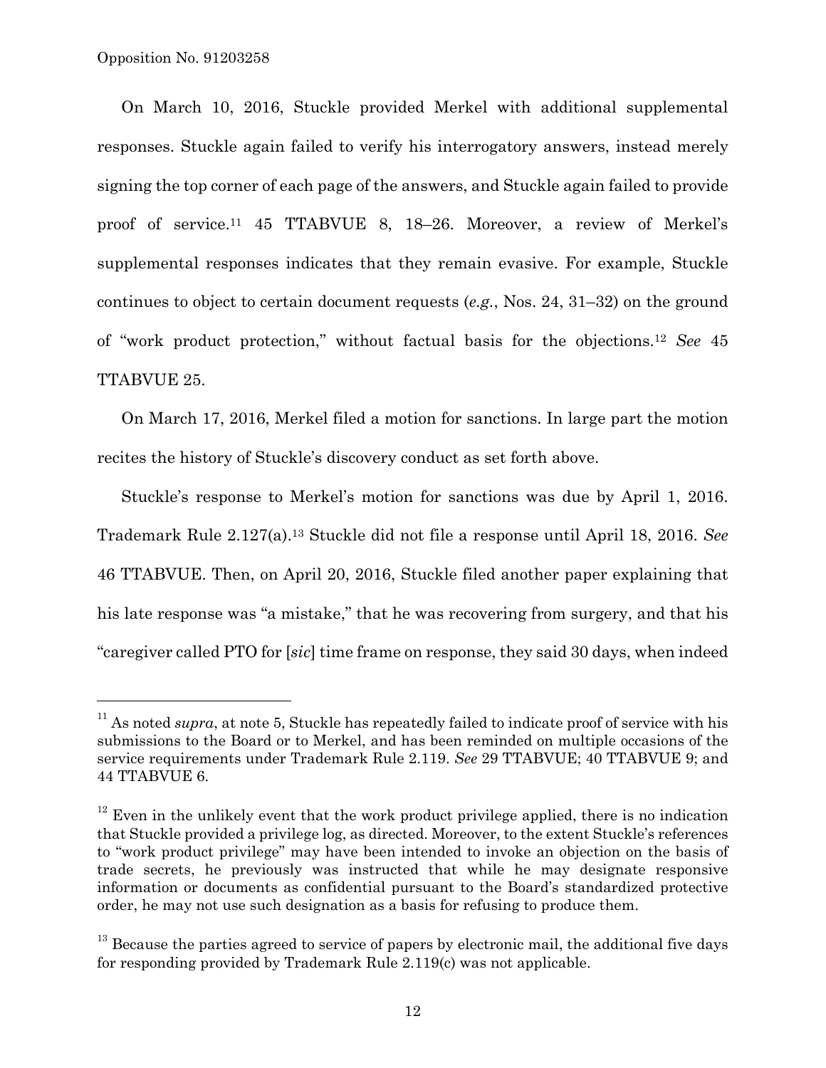On March 10, 2016, Stuckle provided Merkel with additional supplemental responses. Stuckle again failed to verify his interrogatory answers, instead merely signing the top corner of each page of the answers, and Stuckle again failed to provide proof of service.[11] 45 TTABVUE 8, 18–26. Moreover, a review of Merkel's supplemental responses indicates that they remain evasive. For example, Stuckle continues to object to certain document requests (*e.g.*, Nos. 24, 31–32) on the ground of "work product protection," without factual basis for the objections.[12] *See* 45 TTABVUE 25.

On March 17, 2016, Merkel filed a motion for sanctions. In large part the motion recites the history of Stuckle's discovery conduct as set forth above.

Stuckle's response to Merkel's motion for sanctions was due by April 1, 2016. Trademark Rule 2.127(a).[13] Stuckle did not file a response until April 18, 2016. *See* 46 TTABVUE. Then, on April 20, 2016, Stuckle filed another paper explaining that his late response was "a mistake," that he was recovering from surgery, and that his "caregiver called PTO for [*sic*] time frame on response, they said 30 days, when indeed

---

[11] As noted *supra*, at note 5, Stuckle has repeatedly failed to indicate proof of service with his submissions to the Board or to Merkel, and has been reminded on multiple occasions of the service requirements under Trademark Rule 2.119. *See* 29 TTABVUE; 40 TTABVUE 9; and 44 TTABVUE 6.

[12] Even in the unlikely event that the work product privilege applied, there is no indication that Stuckle provided a privilege log, as directed. Moreover, to the extent Stuckle's references to "work product privilege" may have been intended to invoke an objection on the basis of trade secrets, he previously was instructed that while he may designate responsive information or documents as confidential pursuant to the Board's standardized protective order, he may not use such designation as a basis for refusing to produce them.

[13] Because the parties agreed to service of papers by electronic mail, the additional five days for responding provided by Trademark Rule 2.119(c) was not applicable.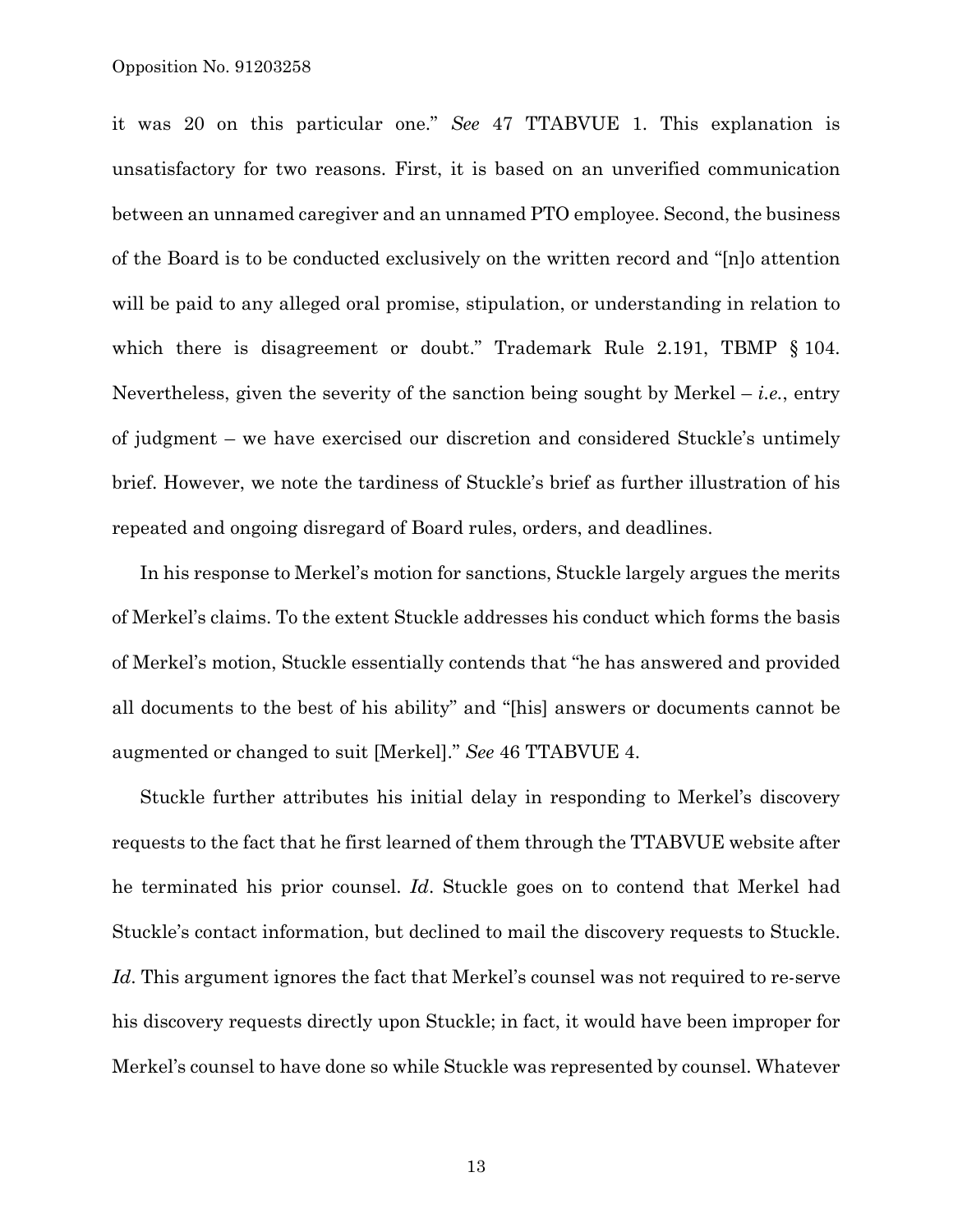it was 20 on this particular one." *See* 47 TTABVUE 1. This explanation is unsatisfactory for two reasons. First, it is based on an unverified communication between an unnamed caregiver and an unnamed PTO employee. Second, the business of the Board is to be conducted exclusively on the written record and "[n]o attention will be paid to any alleged oral promise, stipulation, or understanding in relation to which there is disagreement or doubt." Trademark Rule 2.191, TBMP § 104. Nevertheless, given the severity of the sanction being sought by Merkel – *i.e.*, entry of judgment – we have exercised our discretion and considered Stuckle's untimely brief. However, we note the tardiness of Stuckle's brief as further illustration of his repeated and ongoing disregard of Board rules, orders, and deadlines.

In his response to Merkel's motion for sanctions, Stuckle largely argues the merits of Merkel's claims. To the extent Stuckle addresses his conduct which forms the basis of Merkel's motion, Stuckle essentially contends that "he has answered and provided all documents to the best of his ability" and "[his] answers or documents cannot be augmented or changed to suit [Merkel]." *See* 46 TTABVUE 4.

Stuckle further attributes his initial delay in responding to Merkel's discovery requests to the fact that he first learned of them through the TTABVUE website after he terminated his prior counsel. *Id*. Stuckle goes on to contend that Merkel had Stuckle's contact information, but declined to mail the discovery requests to Stuckle. *Id*. This argument ignores the fact that Merkel's counsel was not required to re-serve his discovery requests directly upon Stuckle; in fact, it would have been improper for Merkel's counsel to have done so while Stuckle was represented by counsel. Whatever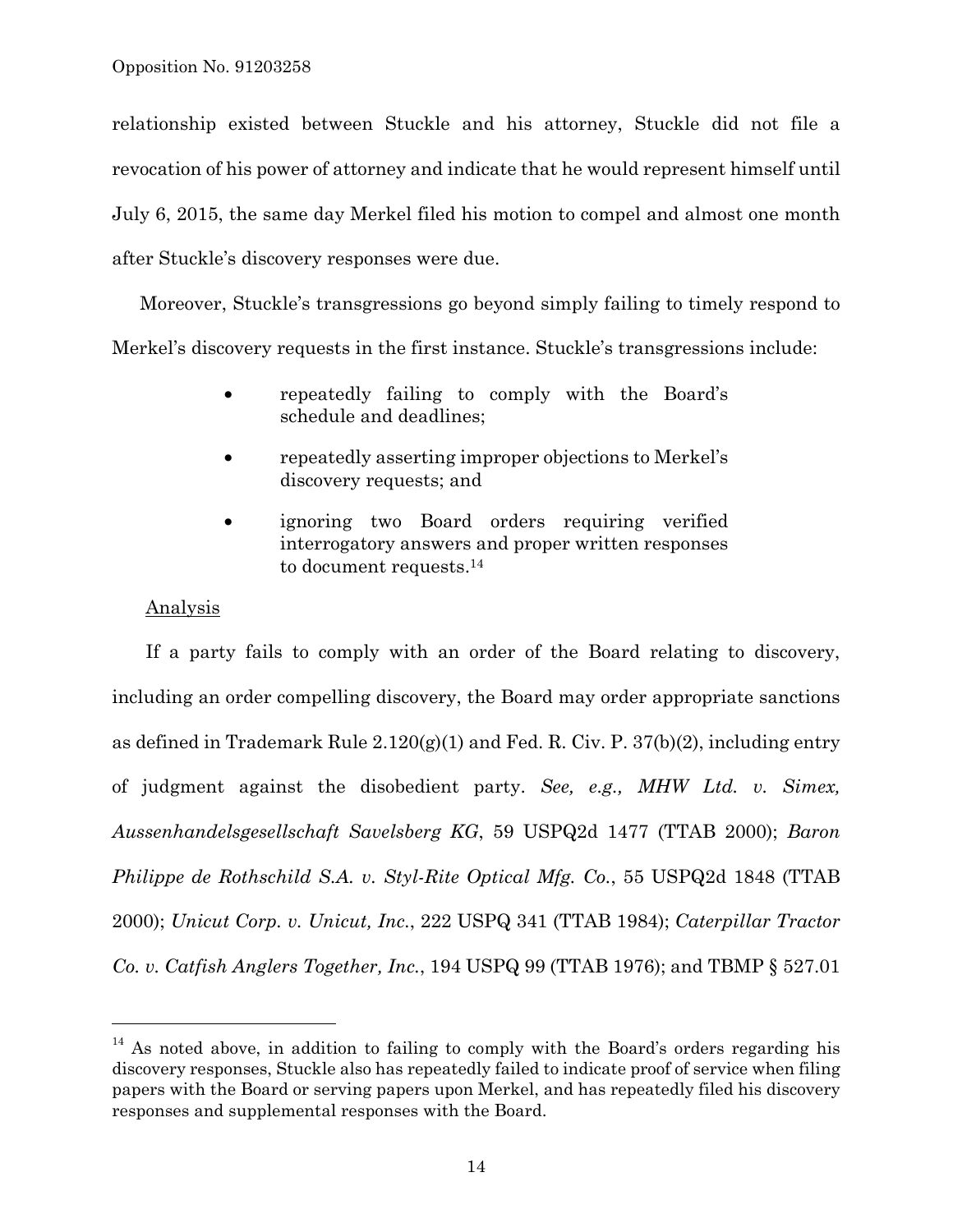relationship existed between Stuckle and his attorney, Stuckle did not file a revocation of his power of attorney and indicate that he would represent himself until July 6, 2015, the same day Merkel filed his motion to compel and almost one month after Stuckle's discovery responses were due.

Moreover, Stuckle's transgressions go beyond simply failing to timely respond to Merkel's discovery requests in the first instance. Stuckle's transgressions include:

- repeatedly failing to comply with the Board's schedule and deadlines;
- repeatedly asserting improper objections to Merkel's discovery requests; and
- ignoring two Board orders requiring verified interrogatory answers and proper written responses to document requests.[14]

Analysis

If a party fails to comply with an order of the Board relating to discovery, including an order compelling discovery, the Board may order appropriate sanctions as defined in Trademark Rule 2.120(g)(1) and Fed. R. Civ. P. 37(b)(2), including entry of judgment against the disobedient party. *See, e.g., MHW Ltd. v. Simex, Aussenhandelsgesellschaft Savelsberg KG*, 59 USPQ2d 1477 (TTAB 2000); *Baron Philippe de Rothschild S.A. v. Styl-Rite Optical Mfg. Co.*, 55 USPQ2d 1848 (TTAB 2000); *Unicut Corp. v. Unicut, Inc.*, 222 USPQ 341 (TTAB 1984); *Caterpillar Tractor Co. v. Catfish Anglers Together, Inc.*, 194 USPQ 99 (TTAB 1976); and TBMP § 527.01

[14] As noted above, in addition to failing to comply with the Board's orders regarding his discovery responses, Stuckle also has repeatedly failed to indicate proof of service when filing papers with the Board or serving papers upon Merkel, and has repeatedly filed his discovery responses and supplemental responses with the Board.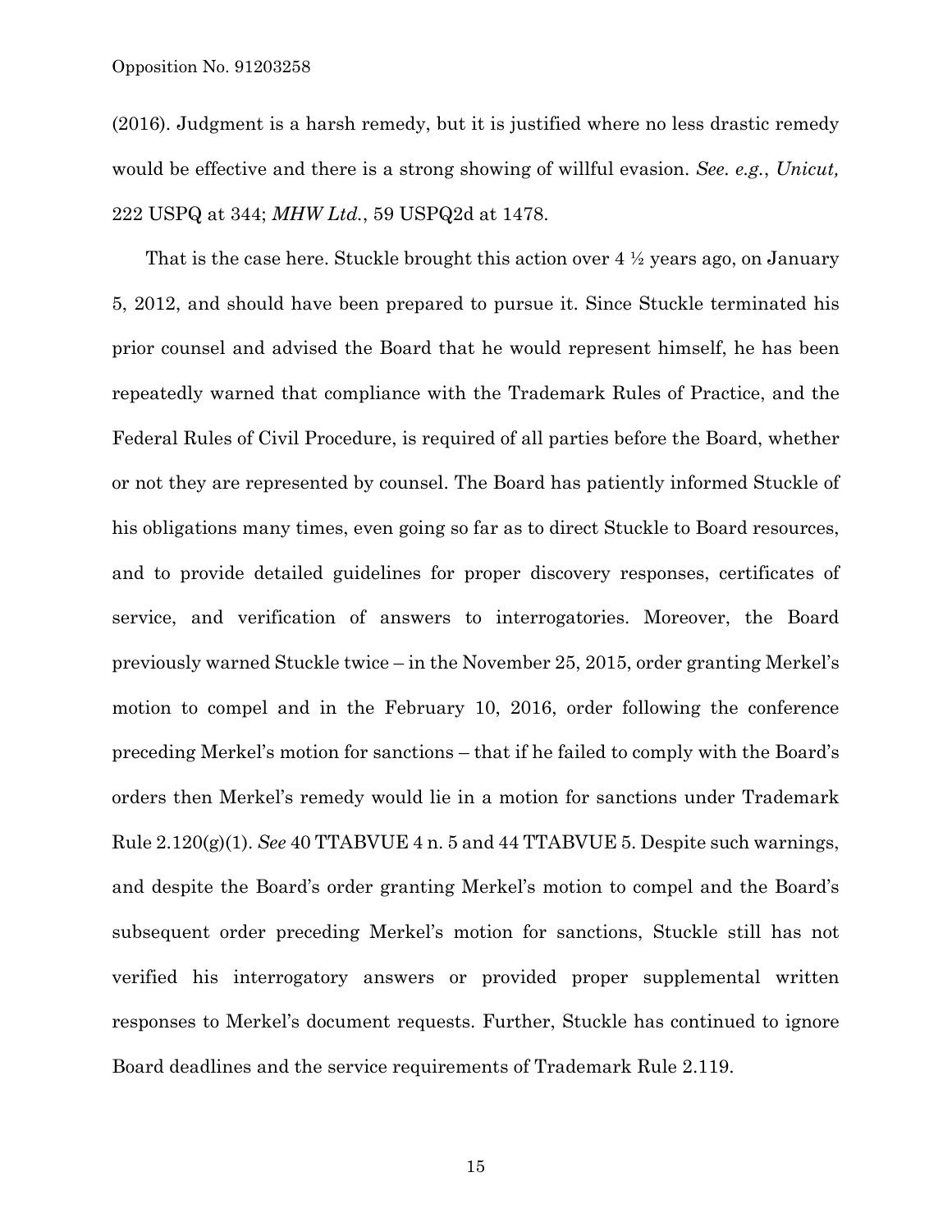(2016). Judgment is a harsh remedy, but it is justified where no less drastic remedy would be effective and there is a strong showing of willful evasion. *See. e.g.*, *Unicut,* 222 USPQ at 344; *MHW Ltd.*, 59 USPQ2d at 1478.

That is the case here. Stuckle brought this action over 4 ½ years ago, on January 5, 2012, and should have been prepared to pursue it. Since Stuckle terminated his prior counsel and advised the Board that he would represent himself, he has been repeatedly warned that compliance with the Trademark Rules of Practice, and the Federal Rules of Civil Procedure, is required of all parties before the Board, whether or not they are represented by counsel. The Board has patiently informed Stuckle of his obligations many times, even going so far as to direct Stuckle to Board resources, and to provide detailed guidelines for proper discovery responses, certificates of service, and verification of answers to interrogatories. Moreover, the Board previously warned Stuckle twice – in the November 25, 2015, order granting Merkel's motion to compel and in the February 10, 2016, order following the conference preceding Merkel's motion for sanctions – that if he failed to comply with the Board's orders then Merkel's remedy would lie in a motion for sanctions under Trademark Rule 2.120(g)(1). *See* 40 TTABVUE 4 n. 5 and 44 TTABVUE 5. Despite such warnings, and despite the Board's order granting Merkel's motion to compel and the Board's subsequent order preceding Merkel's motion for sanctions, Stuckle still has not verified his interrogatory answers or provided proper supplemental written responses to Merkel's document requests. Further, Stuckle has continued to ignore Board deadlines and the service requirements of Trademark Rule 2.119.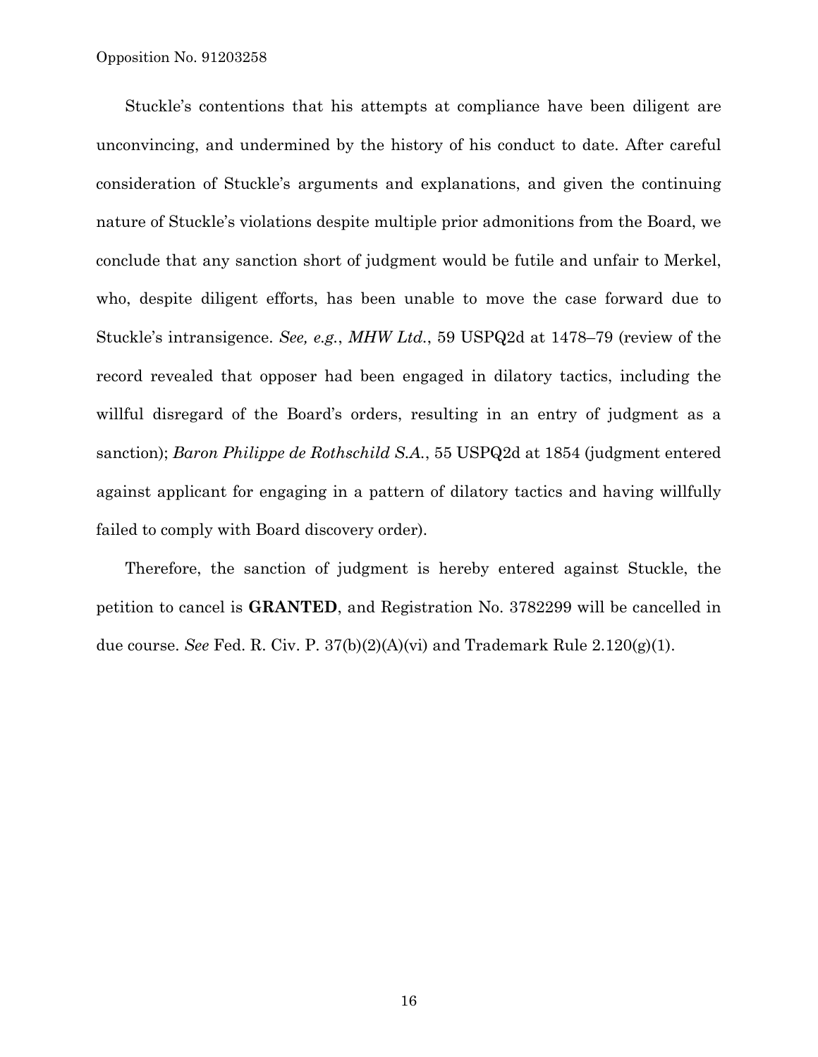Stuckle's contentions that his attempts at compliance have been diligent are unconvincing, and undermined by the history of his conduct to date. After careful consideration of Stuckle's arguments and explanations, and given the continuing nature of Stuckle's violations despite multiple prior admonitions from the Board, we conclude that any sanction short of judgment would be futile and unfair to Merkel, who, despite diligent efforts, has been unable to move the case forward due to Stuckle's intransigence. *See, e.g.*, *MHW Ltd.*, 59 USPQ2d at 1478–79 (review of the record revealed that opposer had been engaged in dilatory tactics, including the willful disregard of the Board's orders, resulting in an entry of judgment as a sanction); *Baron Philippe de Rothschild S.A.*, 55 USPQ2d at 1854 (judgment entered against applicant for engaging in a pattern of dilatory tactics and having willfully failed to comply with Board discovery order).

Therefore, the sanction of judgment is hereby entered against Stuckle, the petition to cancel is **GRANTED**, and Registration No. 3782299 will be cancelled in due course. *See* Fed. R. Civ. P. 37(b)(2)(A)(vi) and Trademark Rule 2.120(g)(1).